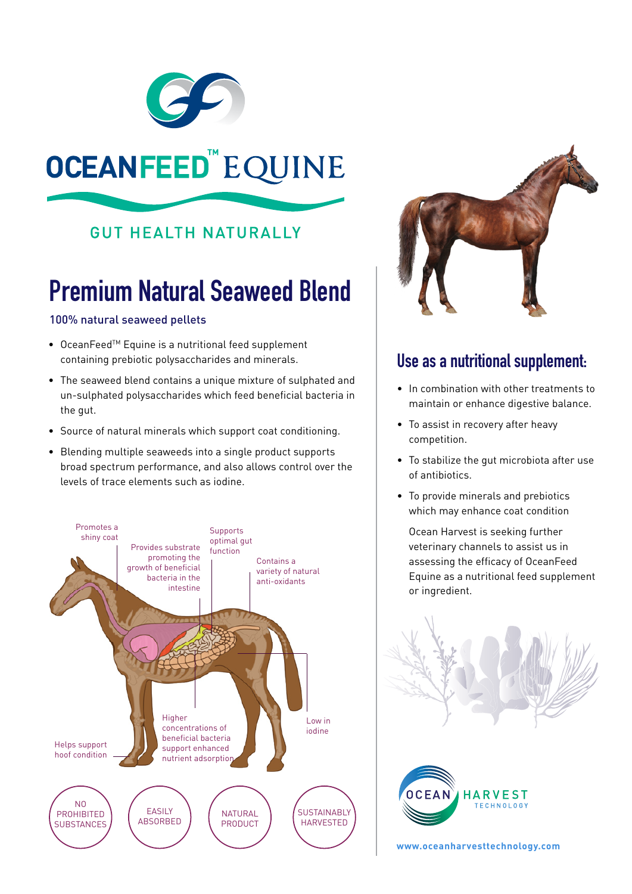# OCEANFEED™ EQUINE

## GUT HEALTH NATURALLY

## Premium Natural Seaweed Blend

**100% natural seaweed pellets**

- OceanFeed™ Equine is a nutritional feed supplement containing prebiotic polysaccharides and minerals.
- The seaweed blend contains a unique mixture of sulphated and un-sulphated polysaccharides which feed beneficial bacteria in the gut.
- Source of natural minerals which support coat conditioning.
- Blending multiple seaweeds into a single product supports broad spectrum performance, and also allows control over the levels of trace elements such as iodine.

Promotes a shiny coat

Provides substrate promoting the growth of beneficial bacteria in the intestine

Supports optimal gut function

Contains a variety of natural anti-oxidants

Low in iodine

Higher concentrations of beneficial bacteria support enhanced nutrient adsorption

Helps support hoof condition

NO PROHIBITED SUBSTANCES

EASILY ABSORBED

NATURAL PRODUCT

SUSTAINABLY HARVESTED

## Use as a nutritional supplement:

- In combination with other treatments to maintain or enhance digestive balance.
- To assist in recovery after heavy competition.
- To stabilize the gut microbiota after use of antibiotics.
- To provide minerals and prebiotics which may enhance coat condition

Ocean Harvest is seeking further veterinary channels to assist us in assessing the efficacy of OceanFeed Equine as a nutritional feed supplement or ingredient.

OCEAN HARVEST TECHNOLOGY

www.oceanharvesttechnology.com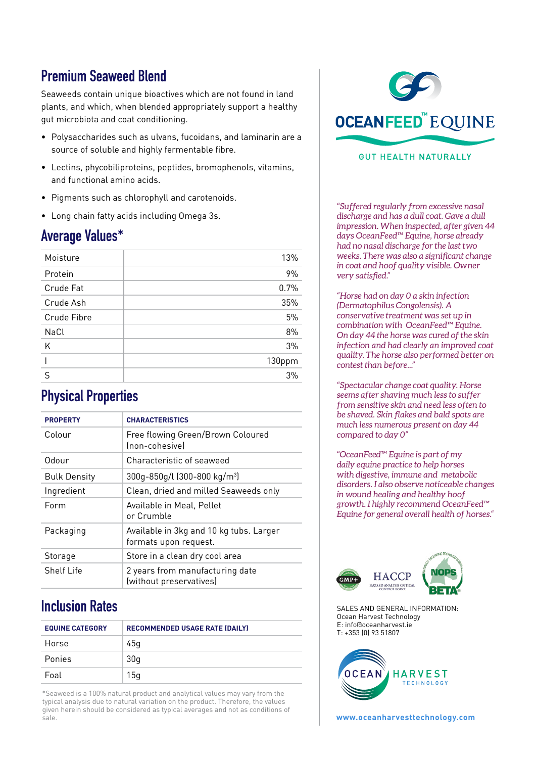## Premium Seaweed Blend

Seaweeds contain unique bioactives which are not found in land plants, and which, when blended appropriately support a healthy gut microbiota and coat conditioning.

- Polysaccharides such as ulvans, fucoidans, and laminarin are a source of soluble and highly fermentable fibre.
- Lectins, phycobiliproteins, peptides, bromophenols, vitamins, and functional amino acids.
- Pigments such as chlorophyll and carotenoids.
- Long chain fatty acids including Omega 3s.

## Average Values*

| | |
|---|---|
| Moisture | 13% |
| Protein | 9% |
| Crude Fat | 0.7% |
| Crude Ash | 35% |
| Crude Fibre | 5% |
| NaCl | 8% |
| K | 3% |
| I | 130ppm |
| S | 3% |

## Physical Properties

| PROPERTY | CHARACTERISTICS |
|---|---|
| Colour | Free flowing Green/Brown Coloured (non-cohesive) |
| Odour | Characteristic of seaweed |
| Bulk Density | 300g-850g/l (300-800 kg/m³) |
| Ingredient | Clean, dried and milled Seaweeds only |
| Form | Available in Meal, Pellet or Crumble |
| Packaging | Available in 3kg and 10 kg tubs. Larger formats upon request. |
| Storage | Store in a clean dry cool area |
| Shelf Life | 2 years from manufacturing date (without preservatives) |

## Inclusion Rates

| EQUINE CATEGORY | RECOMMENDED USAGE RATE (DAILY) |
|---|---|
| Horse | 45g |
| Ponies | 30g |
| Foal | 15g |

*Seaweed is a 100% natural product and analytical values may vary from the typical analysis due to natural variation on the product. Therefore, the values given herein should be considered as typical averages and not as conditions of sale.

**OCEANFEED™ EQUINE**

GUT HEALTH NATURALLY

*"Suffered regularly from excessive nasal discharge and has a dull coat. Gave a dull impression. When inspected, after given 44 days OceanFeed™ Equine, horse already had no nasal discharge for the last two weeks. There was also a significant change in coat and hoof quality visible. Owner very satisfied."*

*"Horse had on day 0 a skin infection (Dermatophilus Congolensis). A conservative treatment was set up in combination with OceanFeed™ Equine. On day 44 the horse was cured of the skin infection and had clearly an improved coat quality. The horse also performed better on contest than before..."*

*"Spectacular change coat quality. Horse seems after shaving much less to suffer from sensitive skin and need less often to be shaved. Skin flakes and bald spots are much less numerous present on day 44 compared to day 0"*

*"OceanFeed™ Equine is part of my daily equine practice to help horses with digestive, immune and metabolic disorders. I also observe noticeable changes in wound healing and healthy hoof growth. I highly recommend OceanFeed™ Equine for general overall health of horses."*

GMP+ HACCP HAZARD ANALYSIS CRITICAL CONTROL POINT NOPS BETA

SALES AND GENERAL INFORMATION:
Ocean Harvest Technology
E: info@oceanharvest.ie
T: +353 (0) 93 51807

OCEAN HARVEST TECHNOLOGY

www.oceanharvesttechnology.com